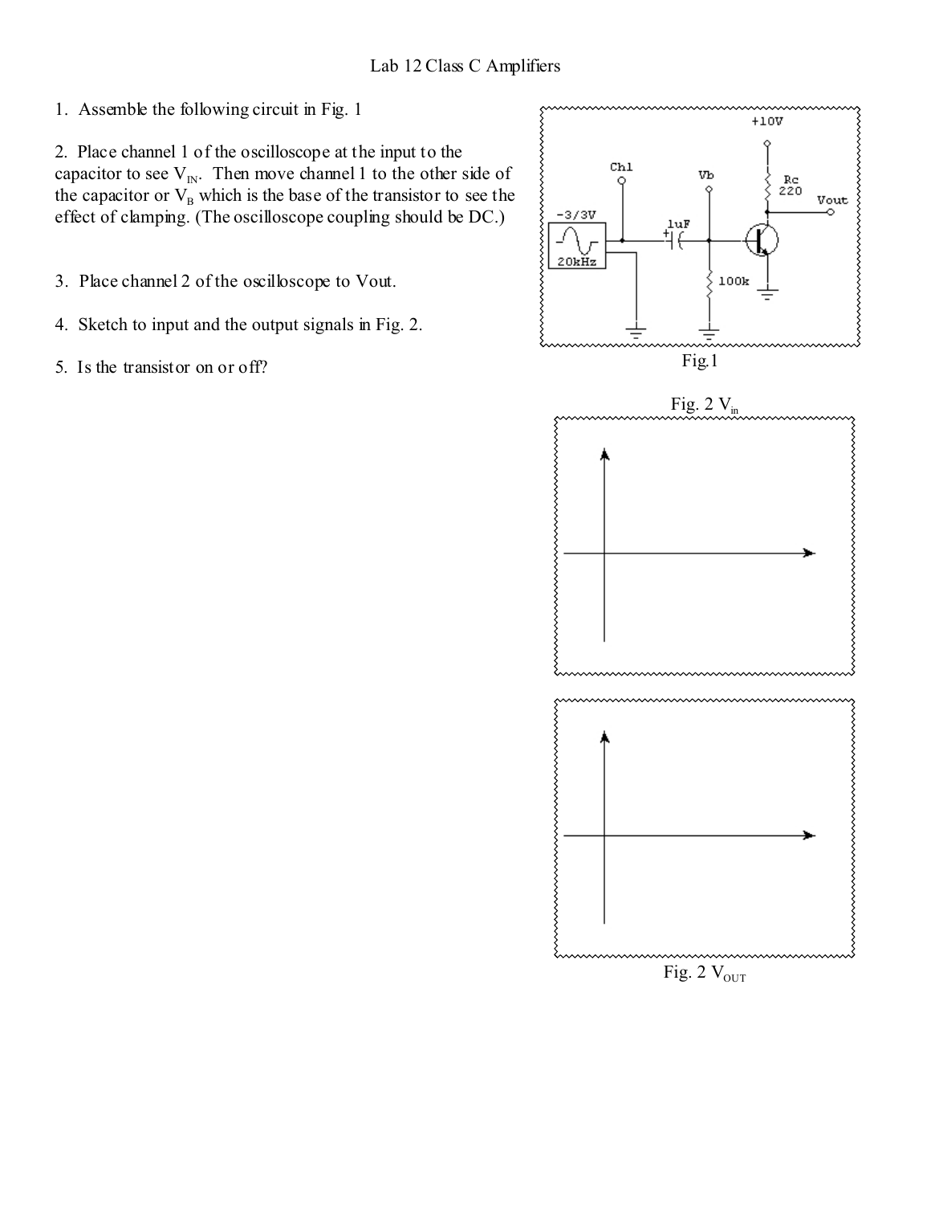# Lab 12 Class C Amplifiers

1. Assemble the following circuit in Fig. 1

2. Place channel 1 of the oscilloscope at the input to the capacitor to see $V_{IN}$. Then move channel 1 to the other side of the capacitor or $V_B$ which is the base of the transistor to see the effect of clamping. (The oscilloscope coupling should be DC.)

3. Place channel 2 of the oscilloscope to Vout.

4. Sketch to input and the output signals in Fig. 2.

5. Is the transistor on or off?

Fig.1

Fig. 2 $V_{in}$

Fig. 2 $V_{OUT}$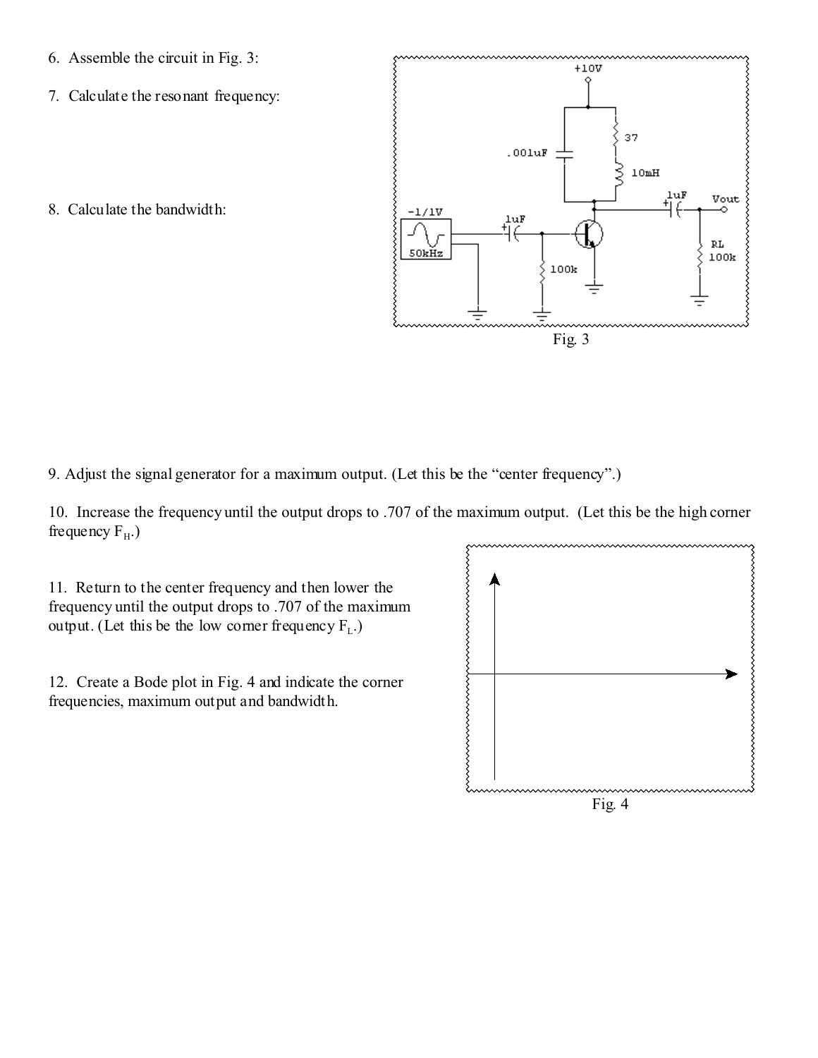6. Assemble the circuit in Fig. 3:

7. Calculate the resonant frequency:

8. Calculate the bandwidth:

+10V

37

.001uF

10mH

1uF

Vout

-1/1V

1uF

50kHz

100k

RL

100k

Fig. 3

9. Adjust the signal generator for a maximum output. (Let this be the “center frequency”.)

10. Increase the frequency until the output drops to .707 of the maximum output. (Let this be the high corner frequency $F_H$.)

11. Return to the center frequency and then lower the frequency until the output drops to .707 of the maximum output. (Let this be the low corner frequency $F_L$.)

12. Create a Bode plot in Fig. 4 and indicate the corner frequencies, maximum output and bandwidth.

Fig. 4